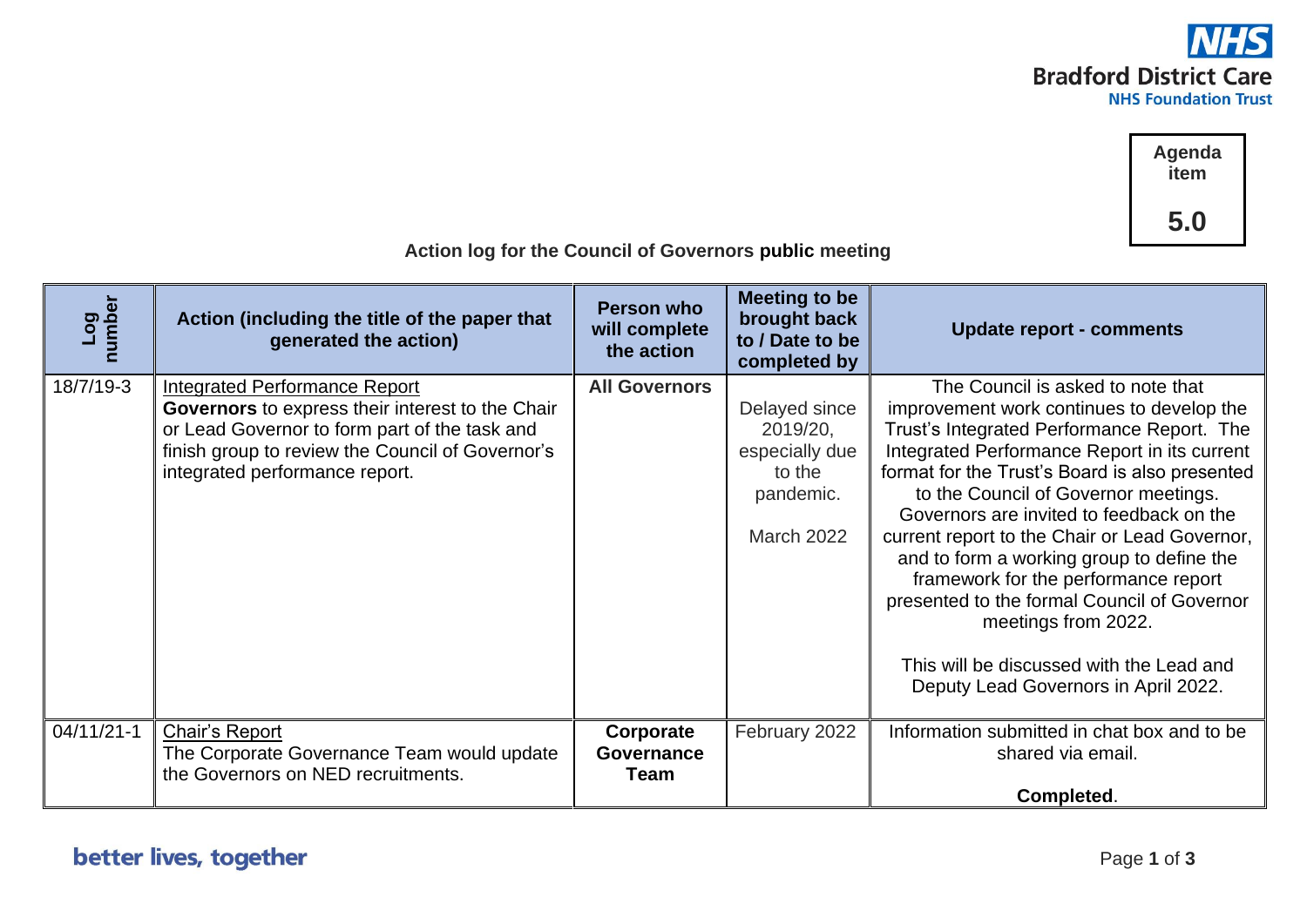Agenda item

**5.0**

**Action log for the Council of Governors public meeting**

| Log number | Action (including the title of the paper that generated the action) | Person who will complete the action | Meeting to be brought back to / Date to be completed by | Update report - comments |
|---|---|---|---|---|
| 18/7/19-3 | Integrated Performance Report<br>**Governors** to express their interest to the Chair or Lead Governor to form part of the task and finish group to review the Council of Governor's integrated performance report. | **All Governors** | Delayed since 2019/20, especially due to the pandemic.<br><br>March 2022 | The Council is asked to note that improvement work continues to develop the Trust's Integrated Performance Report. The Integrated Performance Report in its current format for the Trust's Board is also presented to the Council of Governor meetings. Governors are invited to feedback on the current report to the Chair or Lead Governor, and to form a working group to define the framework for the performance report presented to the formal Council of Governor meetings from 2022.<br><br>This will be discussed with the Lead and Deputy Lead Governors in April 2022. |
| 04/11/21-1 | Chair's Report<br>The Corporate Governance Team would update the Governors on NED recruitments. | **Corporate Governance Team** | February 2022 | Information submitted in chat box and to be shared via email.<br><br>**Completed**. |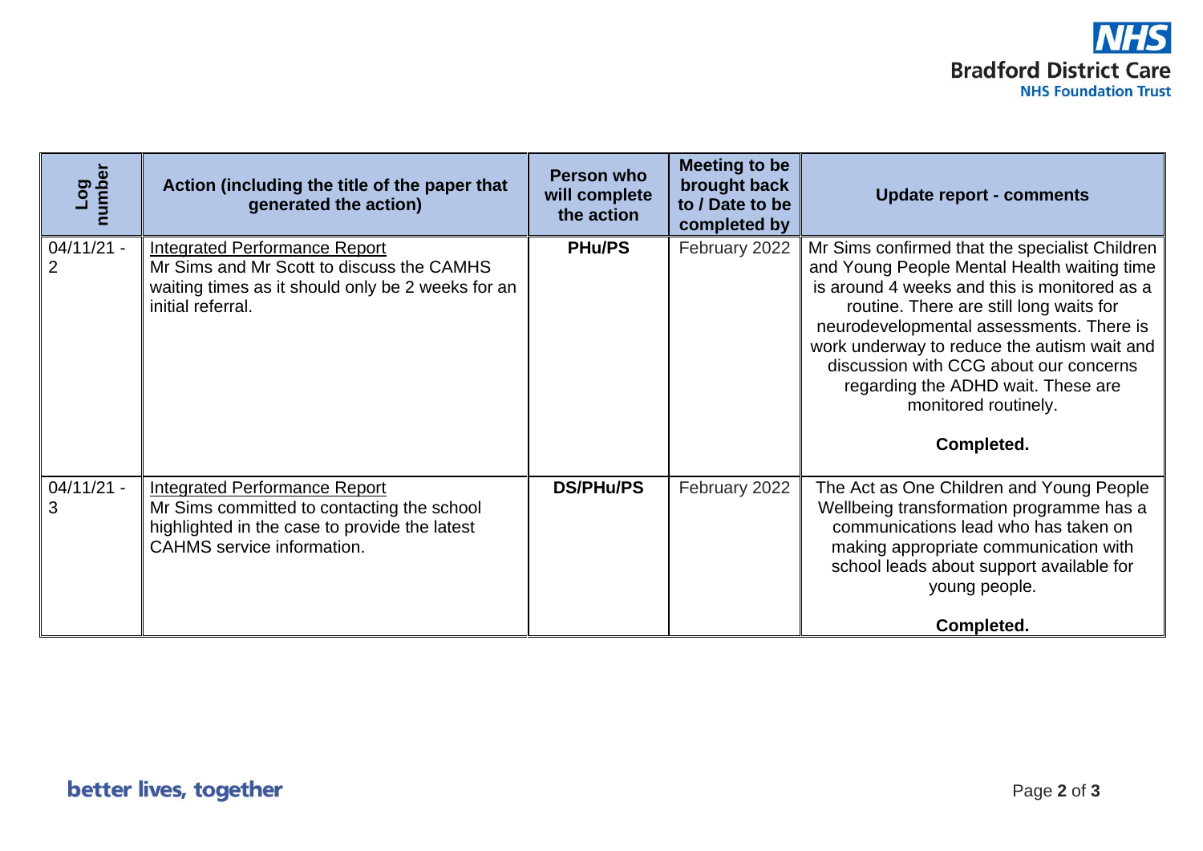| Log number | Action (including the title of the paper that generated the action) | Person who will complete the action | Meeting to be brought back to / Date to be completed by | Update report - comments |
|---|---|---|---|---|
| 04/11/21 - 2 | Integrated Performance Report<br>Mr Sims and Mr Scott to discuss the CAMHS waiting times as it should only be 2 weeks for an initial referral. | **PHu/PS** | February 2022 | Mr Sims confirmed that the specialist Children and Young People Mental Health waiting time is around 4 weeks and this is monitored as a routine. There are still long waits for neurodevelopmental assessments. There is work underway to reduce the autism wait and discussion with CCG about our concerns regarding the ADHD wait. These are monitored routinely.<br><br>**Completed.** |
| 04/11/21 - 3 | Integrated Performance Report<br>Mr Sims committed to contacting the school highlighted in the case to provide the latest CAHMS service information. | **DS/PHu/PS** | February 2022 | The Act as One Children and Young People Wellbeing transformation programme has a communications lead who has taken on making appropriate communication with school leads about support available for young people.<br><br>**Completed.** |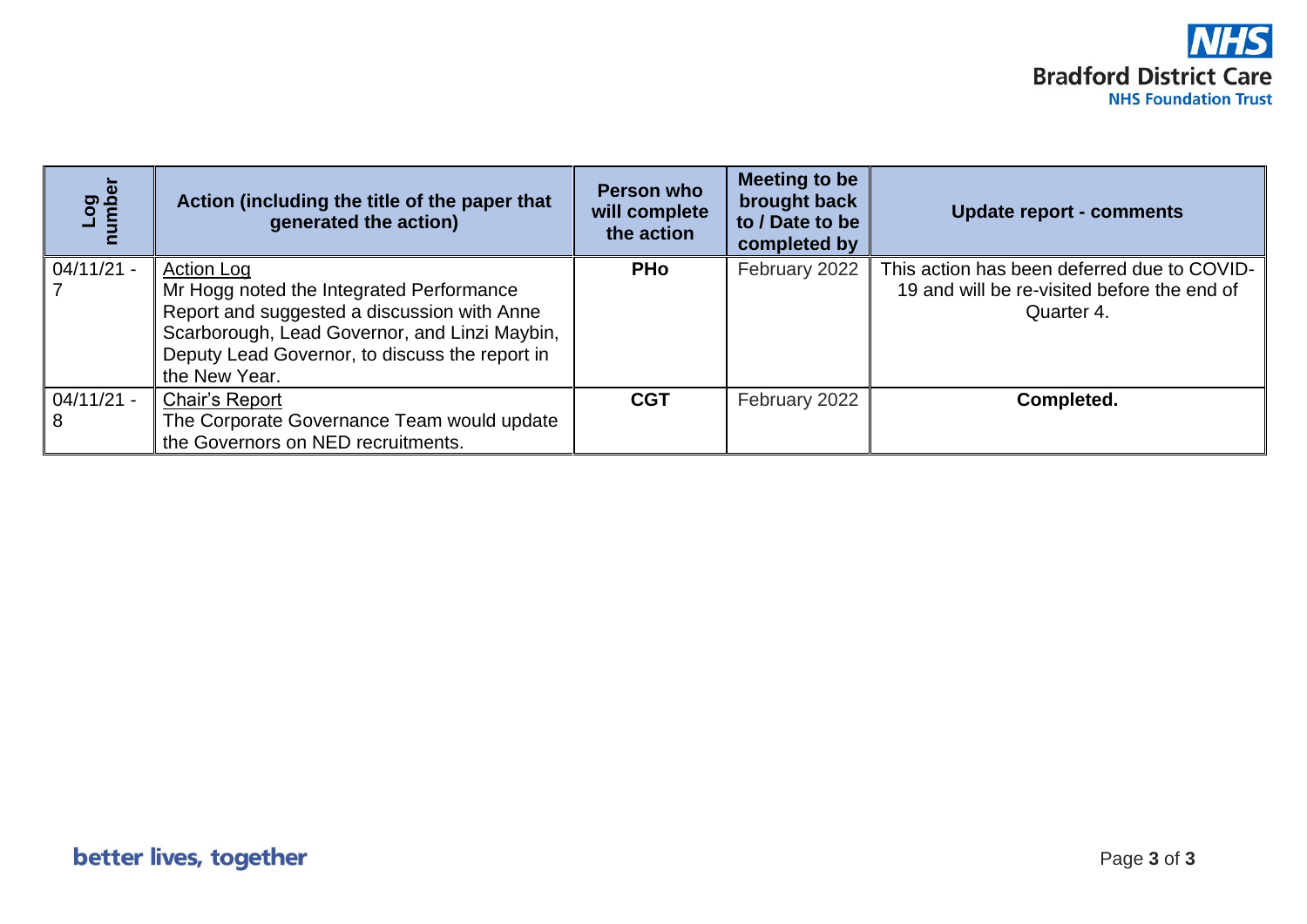| Log number | Action (including the title of the paper that generated the action) | Person who will complete the action | Meeting to be brought back to / Date to be completed by | Update report - comments |
|---|---|---|---|---|
| 04/11/21 - 7 | Action Log<br>Mr Hogg noted the Integrated Performance Report and suggested a discussion with Anne Scarborough, Lead Governor, and Linzi Maybin, Deputy Lead Governor, to discuss the report in the New Year. | **PHo** | February 2022 | This action has been deferred due to COVID-19 and will be re-visited before the end of Quarter 4. |
| 04/11/21 - 8 | Chair's Report<br>The Corporate Governance Team would update the Governors on NED recruitments. | **CGT** | February 2022 | **Completed.** |